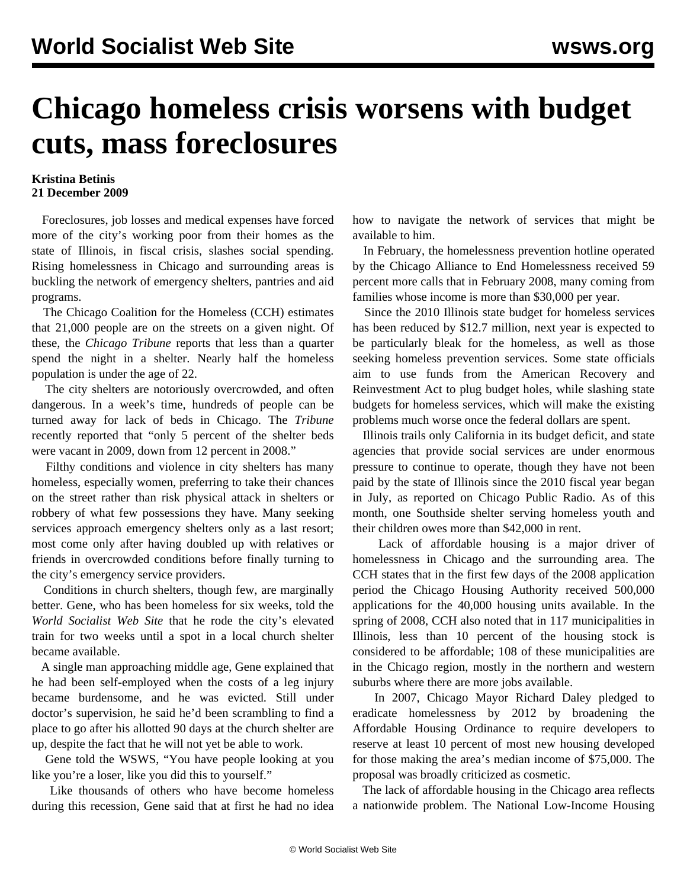# Chicago homeless crisis worsens with budget cuts, mass foreclosures

**Kristina Betinis**
**21 December 2009**

Foreclosures, job losses and medical expenses have forced more of the city's working poor from their homes as the state of Illinois, in fiscal crisis, slashes social spending. Rising homelessness in Chicago and surrounding areas is buckling the network of emergency shelters, pantries and aid programs.

The Chicago Coalition for the Homeless (CCH) estimates that 21,000 people are on the streets on a given night. Of these, the *Chicago Tribune* reports that less than a quarter spend the night in a shelter. Nearly half the homeless population is under the age of 22.

The city shelters are notoriously overcrowded, and often dangerous. In a week's time, hundreds of people can be turned away for lack of beds in Chicago. The *Tribune* recently reported that "only 5 percent of the shelter beds were vacant in 2009, down from 12 percent in 2008."

Filthy conditions and violence in city shelters has many homeless, especially women, preferring to take their chances on the street rather than risk physical attack in shelters or robbery of what few possessions they have. Many seeking services approach emergency shelters only as a last resort; most come only after having doubled up with relatives or friends in overcrowded conditions before finally turning to the city's emergency service providers.

Conditions in church shelters, though few, are marginally better. Gene, who has been homeless for six weeks, told the *World Socialist Web Site* that he rode the city's elevated train for two weeks until a spot in a local church shelter became available.

A single man approaching middle age, Gene explained that he had been self-employed when the costs of a leg injury became burdensome, and he was evicted. Still under doctor's supervision, he said he'd been scrambling to find a place to go after his allotted 90 days at the church shelter are up, despite the fact that he will not yet be able to work.

Gene told the WSWS, "You have people looking at you like you're a loser, like you did this to yourself."

Like thousands of others who have become homeless during this recession, Gene said that at first he had no idea how to navigate the network of services that might be available to him.

In February, the homelessness prevention hotline operated by the Chicago Alliance to End Homelessness received 59 percent more calls that in February 2008, many coming from families whose income is more than $30,000 per year.

Since the 2010 Illinois state budget for homeless services has been reduced by $12.7 million, next year is expected to be particularly bleak for the homeless, as well as those seeking homeless prevention services. Some state officials aim to use funds from the American Recovery and Reinvestment Act to plug budget holes, while slashing state budgets for homeless services, which will make the existing problems much worse once the federal dollars are spent.

Illinois trails only California in its budget deficit, and state agencies that provide social services are under enormous pressure to continue to operate, though they have not been paid by the state of Illinois since the 2010 fiscal year began in July, as reported on Chicago Public Radio. As of this month, one Southside shelter serving homeless youth and their children owes more than $42,000 in rent.

Lack of affordable housing is a major driver of homelessness in Chicago and the surrounding area. The CCH states that in the first few days of the 2008 application period the Chicago Housing Authority received 500,000 applications for the 40,000 housing units available. In the spring of 2008, CCH also noted that in 117 municipalities in Illinois, less than 10 percent of the housing stock is considered to be affordable; 108 of these municipalities are in the Chicago region, mostly in the northern and western suburbs where there are more jobs available.

In 2007, Chicago Mayor Richard Daley pledged to eradicate homelessness by 2012 by broadening the Affordable Housing Ordinance to require developers to reserve at least 10 percent of most new housing developed for those making the area's median income of $75,000. The proposal was broadly criticized as cosmetic.

The lack of affordable housing in the Chicago area reflects a nationwide problem. The National Low-Income Housing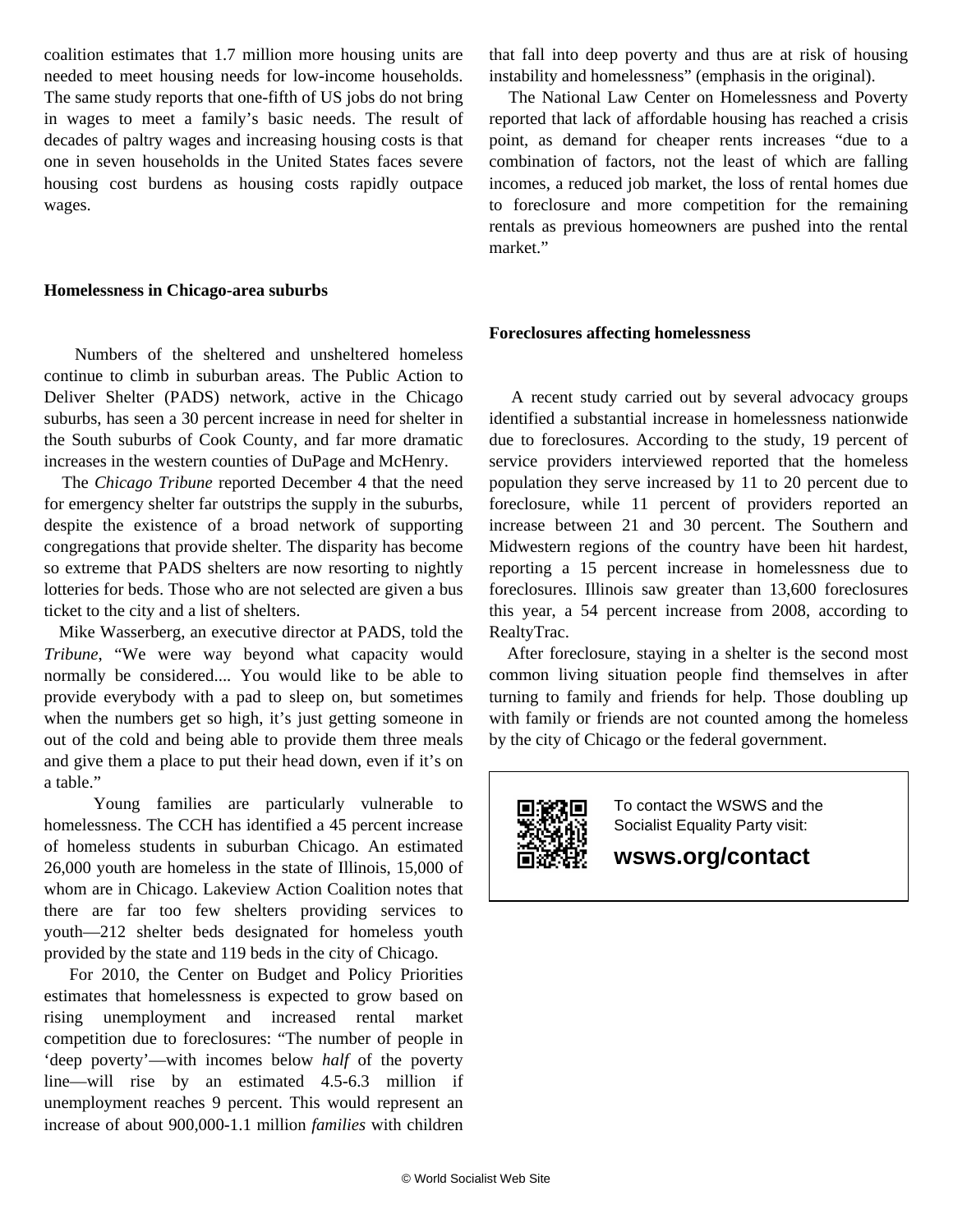coalition estimates that 1.7 million more housing units are needed to meet housing needs for low-income households. The same study reports that one-fifth of US jobs do not bring in wages to meet a family's basic needs. The result of decades of paltry wages and increasing housing costs is that one in seven households in the United States faces severe housing cost burdens as housing costs rapidly outpace wages.

**Homelessness in Chicago-area suburbs**

Numbers of the sheltered and unsheltered homeless continue to climb in suburban areas. The Public Action to Deliver Shelter (PADS) network, active in the Chicago suburbs, has seen a 30 percent increase in need for shelter in the South suburbs of Cook County, and far more dramatic increases in the western counties of DuPage and McHenry.

The *Chicago Tribune* reported December 4 that the need for emergency shelter far outstrips the supply in the suburbs, despite the existence of a broad network of supporting congregations that provide shelter. The disparity has become so extreme that PADS shelters are now resorting to nightly lotteries for beds. Those who are not selected are given a bus ticket to the city and a list of shelters.

Mike Wasserberg, an executive director at PADS, told the *Tribune*, "We were way beyond what capacity would normally be considered.... You would like to be able to provide everybody with a pad to sleep on, but sometimes when the numbers get so high, it's just getting someone in out of the cold and being able to provide them three meals and give them a place to put their head down, even if it's on a table."

Young families are particularly vulnerable to homelessness. The CCH has identified a 45 percent increase of homeless students in suburban Chicago. An estimated 26,000 youth are homeless in the state of Illinois, 15,000 of whom are in Chicago. Lakeview Action Coalition notes that there are far too few shelters providing services to youth—212 shelter beds designated for homeless youth provided by the state and 119 beds in the city of Chicago.

For 2010, the Center on Budget and Policy Priorities estimates that homelessness is expected to grow based on rising unemployment and increased rental market competition due to foreclosures: "The number of people in 'deep poverty'—with incomes below *half* of the poverty line—will rise by an estimated 4.5-6.3 million if unemployment reaches 9 percent. This would represent an increase of about 900,000-1.1 million *families* with children that fall into deep poverty and thus are at risk of housing instability and homelessness" (emphasis in the original).

The National Law Center on Homelessness and Poverty reported that lack of affordable housing has reached a crisis point, as demand for cheaper rents increases "due to a combination of factors, not the least of which are falling incomes, a reduced job market, the loss of rental homes due to foreclosure and more competition for the remaining rentals as previous homeowners are pushed into the rental market."

**Foreclosures affecting homelessness**

A recent study carried out by several advocacy groups identified a substantial increase in homelessness nationwide due to foreclosures. According to the study, 19 percent of service providers interviewed reported that the homeless population they serve increased by 11 to 20 percent due to foreclosure, while 11 percent of providers reported an increase between 21 and 30 percent. The Southern and Midwestern regions of the country have been hit hardest, reporting a 15 percent increase in homelessness due to foreclosures. Illinois saw greater than 13,600 foreclosures this year, a 54 percent increase from 2008, according to RealtyTrac.

After foreclosure, staying in a shelter is the second most common living situation people find themselves in after turning to family and friends for help. Those doubling up with family or friends are not counted among the homeless by the city of Chicago or the federal government.

To contact the WSWS and the Socialist Equality Party visit:

**wsws.org/contact**